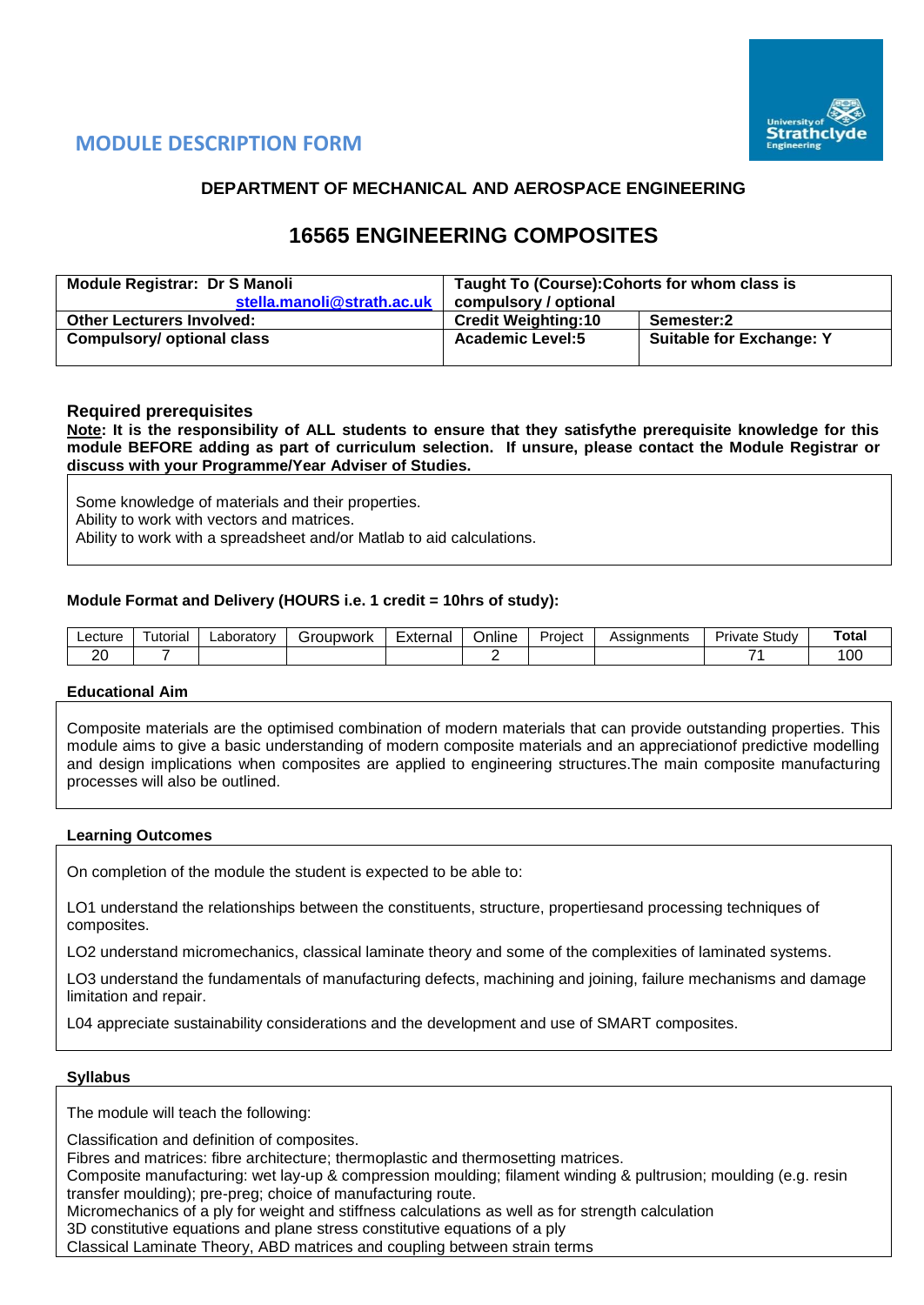## MODULE DESCRIPTION FORM

### DEPARTMENT OF MECHANICAL AND AEROSPACE ENGINEERING

# 16565 ENGINEERING COMPOSITES

| **Module Registrar: Dr S Manoli** stella.manoli@strath.ac.uk | **Taught To (Course):Cohorts for whom class is compulsory / optional** | |
|---|---|---|
| **Other Lecturers Involved:** | **Credit Weighting:10** | **Semester:2** |
| **Compulsory/ optional class** | **Academic Level:5** | **Suitable for Exchange: Y** |

### Required prerequisites

**Note: It is the responsibility of ALL students to ensure that they satisfythe prerequisite knowledge for this module BEFORE adding as part of curriculum selection. If unsure, please contact the Module Registrar or discuss with your Programme/Year Adviser of Studies.**

Some knowledge of materials and their properties.
Ability to work with vectors and matrices.
Ability to work with a spreadsheet and/or Matlab to aid calculations.

### Module Format and Delivery (HOURS i.e. 1 credit = 10hrs of study):

| Lecture | Tutorial | Laboratory | Groupwork | External | Online | Project | Assignments | Private Study | **Total** |
|---|---|---|---|---|---|---|---|---|---|
| 20 | 7 | | | | 2 | | | 71 | 100 |

### Educational Aim

Composite materials are the optimised combination of modern materials that can provide outstanding properties. This module aims to give a basic understanding of modern composite materials and an appreciationof predictive modelling and design implications when composites are applied to engineering structures.The main composite manufacturing processes will also be outlined.

### Learning Outcomes

On completion of the module the student is expected to be able to:

LO1 understand the relationships between the constituents, structure, propertiesand processing techniques of composites.

LO2 understand micromechanics, classical laminate theory and some of the complexities of laminated systems.

LO3 understand the fundamentals of manufacturing defects, machining and joining, failure mechanisms and damage limitation and repair.

L04 appreciate sustainability considerations and the development and use of SMART composites.

### Syllabus

The module will teach the following:

Classification and definition of composites.
Fibres and matrices: fibre architecture; thermoplastic and thermosetting matrices.
Composite manufacturing: wet lay-up & compression moulding; filament winding & pultrusion; moulding (e.g. resin transfer moulding); pre-preg; choice of manufacturing route.
Micromechanics of a ply for weight and stiffness calculations as well as for strength calculation
3D constitutive equations and plane stress constitutive equations of a ply
Classical Laminate Theory, ABD matrices and coupling between strain terms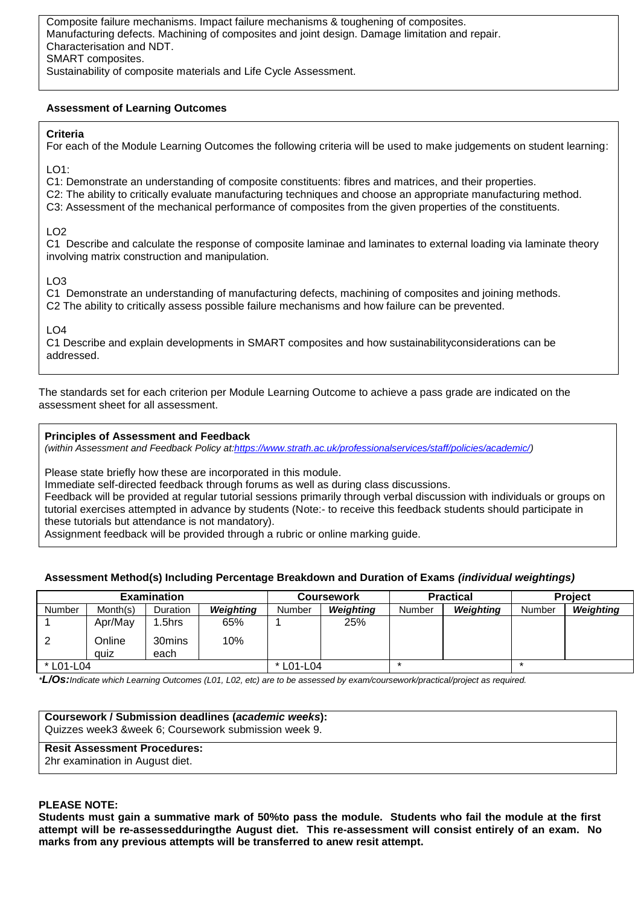Composite failure mechanisms. Impact failure mechanisms & toughening of composites.
Manufacturing defects. Machining of composites and joint design. Damage limitation and repair.
Characterisation and NDT.
SMART composites.
Sustainability of composite materials and Life Cycle Assessment.

### Assessment of Learning Outcomes

**Criteria**
For each of the Module Learning Outcomes the following criteria will be used to make judgements on student learning:

LO1:
C1: Demonstrate an understanding of composite constituents: fibres and matrices, and their properties.
C2: The ability to critically evaluate manufacturing techniques and choose an appropriate manufacturing method.
C3: Assessment of the mechanical performance of composites from the given properties of the constituents.

LO2
C1 Describe and calculate the response of composite laminae and laminates to external loading via laminate theory involving matrix construction and manipulation.

LO3
C1 Demonstrate an understanding of manufacturing defects, machining of composites and joining methods.
C2 The ability to critically assess possible failure mechanisms and how failure can be prevented.

LO4
C1 Describe and explain developments in SMART composites and how sustainabilityconsiderations can be addressed.

The standards set for each criterion per Module Learning Outcome to achieve a pass grade are indicated on the assessment sheet for all assessment.

**Principles of Assessment and Feedback**
*(within Assessment and Feedback Policy at:https://www.strath.ac.uk/professionalservices/staff/policies/academic/)*

Please state briefly how these are incorporated in this module.
Immediate self-directed feedback through forums as well as during class discussions.
Feedback will be provided at regular tutorial sessions primarily through verbal discussion with individuals or groups on tutorial exercises attempted in advance by students (Note:- to receive this feedback students should participate in these tutorials but attendance is not mandatory).
Assignment feedback will be provided through a rubric or online marking guide.

### Assessment Method(s) Including Percentage Breakdown and Duration of Exams *(individual weightings)*

| Examination | | | | Coursework | | Practical | | Project | |
|---|---|---|---|---|---|---|---|---|---|
| Number | Month(s) | Duration | *Weighting* | Number | *Weighting* | Number | *Weighting* | Number | *Weighting* |
| 1 | Apr/May | 1.5hrs | 65% | 1 | 25% | | | | |
| 2 | Online quiz | 30mins each | 10% | | | | | | |
| * L01-L04 | | | | * L01-L04 | | * | | * | |

**L/Os:** *Indicate which Learning Outcomes (L01, L02, etc) are to be assessed by exam/coursework/practical/project as required.*

**Coursework / Submission deadlines (*academic weeks*):**
Quizzes week3 &week 6; Coursework submission week 9.

**Resit Assessment Procedures:**
2hr examination in August diet.

**PLEASE NOTE:**
**Students must gain a summative mark of 50%to pass the module. Students who fail the module at the first attempt will be re-assessedduringthe August diet. This re-assessment will consist entirely of an exam. No marks from any previous attempts will be transferred to anew resit attempt.**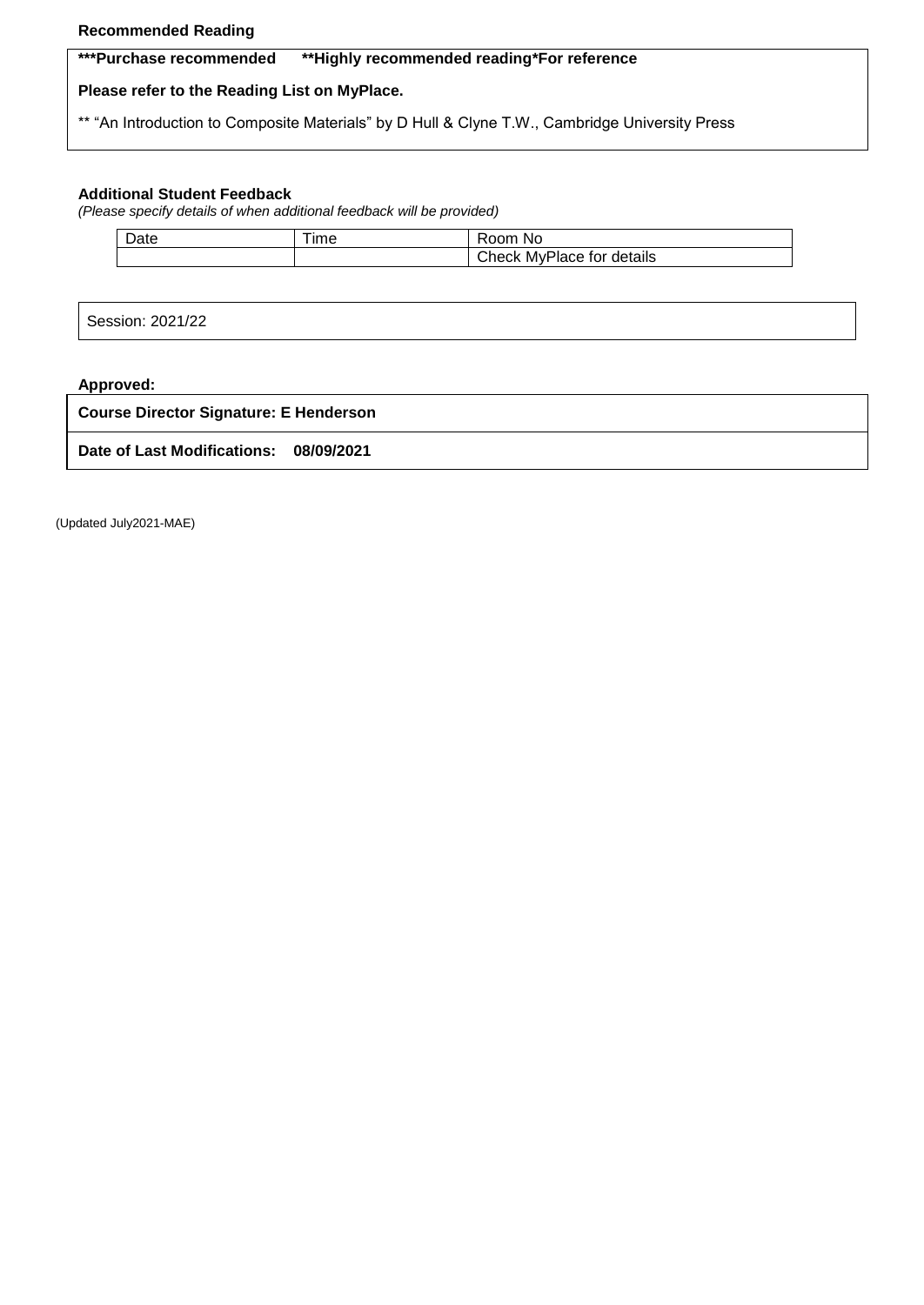**Recommended Reading**

| **\*\*\*Purchase recommended \*\*Highly recommended reading\*For reference** |
|---|
| **Please refer to the Reading List on MyPlace.** |
| \*\* "An Introduction to Composite Materials" by D Hull & Clyne T.W., Cambridge University Press |

**Additional Student Feedback**

*(Please specify details of when additional feedback will be provided)*

| Date | Time | Room No |
|---|---|---|
| | | Check MyPlace for details |

| Session: 2021/22 |
|---|

**Approved:**

| **Course Director Signature: E Henderson** |
|---|
| **Date of Last Modifications: 08/09/2021** |

(Updated July2021-MAE)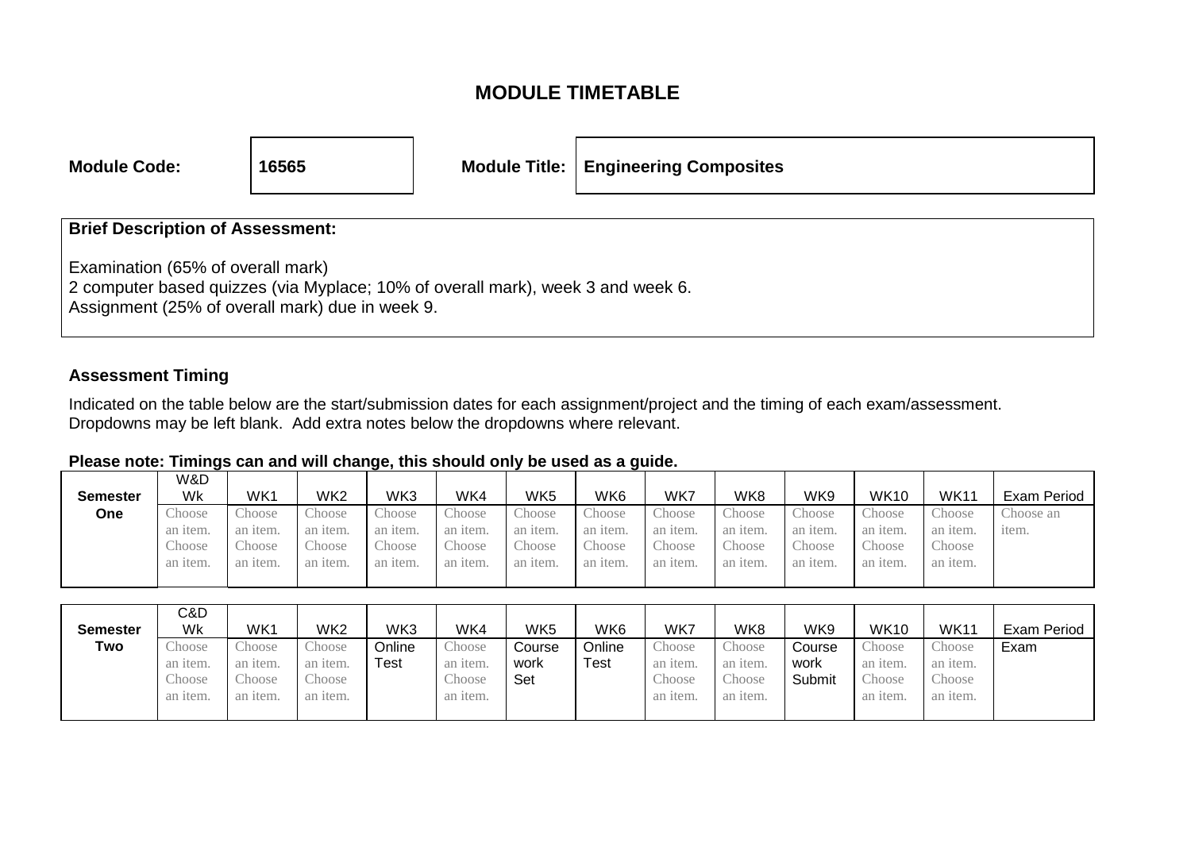## MODULE TIMETABLE

| Module Code: | 16565 | Module Title: | Engineering Composites |
|---|---|---|---|

**Brief Description of Assessment:**

Examination (65% of overall mark)
2 computer based quizzes (via Myplace; 10% of overall mark), week 3 and week 6.
Assignment (25% of overall mark) due in week 9.

**Assessment Timing**

Indicated on the table below are the start/submission dates for each assignment/project and the timing of each exam/assessment. Dropdowns may be left blank. Add extra notes below the dropdowns where relevant.

**Please note: Timings can and will change, this should only be used as a guide.**

| Semester One | W&D Wk | WK1 | WK2 | WK3 | WK4 | WK5 | WK6 | WK7 | WK8 | WK9 | WK10 | WK11 | Exam Period |
|---|---|---|---|---|---|---|---|---|---|---|---|---|---|
| | Choose an item. Choose an item. | Choose an item. Choose an item. | Choose an item. Choose an item. | Choose an item. Choose an item. | Choose an item. Choose an item. | Choose an item. Choose an item. | Choose an item. Choose an item. | Choose an item. Choose an item. | Choose an item. Choose an item. | Choose an item. Choose an item. | Choose an item. Choose an item. | Choose an item. Choose an item. | Choose an item. |

| Semester Two | C&D Wk | WK1 | WK2 | WK3 | WK4 | WK5 | WK6 | WK7 | WK8 | WK9 | WK10 | WK11 | Exam Period |
|---|---|---|---|---|---|---|---|---|---|---|---|---|---|
| | Choose an item. Choose an item. | Choose an item. Choose an item. | Choose an item. Choose an item. | Online Test | Choose an item. Choose an item. | Course work Set | Online Test | Choose an item. Choose an item. | Choose an item. Choose an item. | Course work Submit | Choose an item. Choose an item. | Choose an item. Choose an item. | Exam |